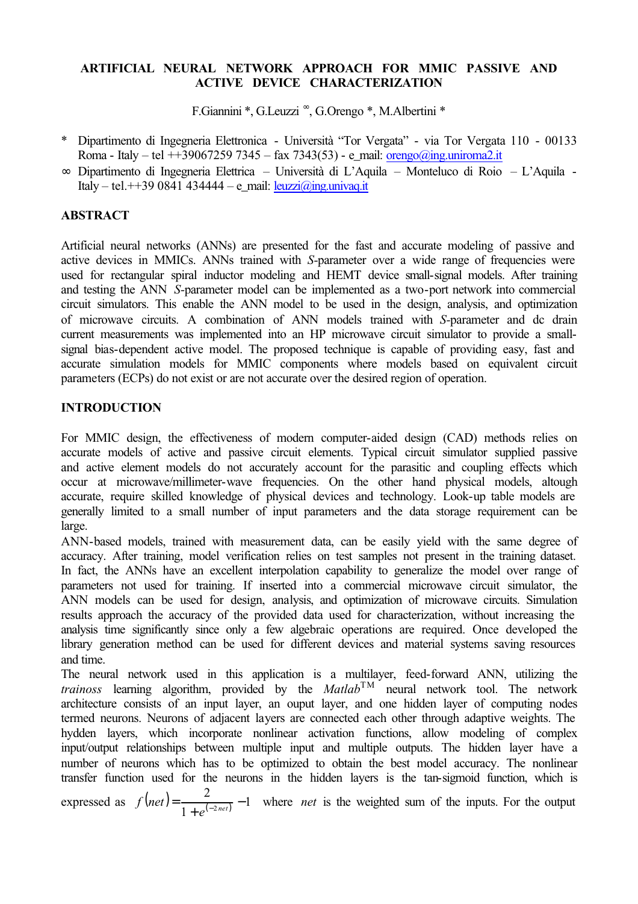# ARTIFICIAL NEURAL NETWORK APPROACH FOR MMIC PASSIVE AND ACTIVE DEVICE CHARACTERIZATION

F.Giannini *, G.Leuzzi ∞, G.Orengo *, M.Albertini *

\* Dipartimento di Ingegneria Elettronica - Università "Tor Vergata" - via Tor Vergata 110 - 00133 Roma - Italy – tel ++39067259 7345 – fax 7343(53) - e_mail: orengo@ing.uniroma2.it

∞ Dipartimento di Ingegneria Elettrica – Università di L'Aquila – Monteluco di Roio – L'Aquila - Italy – tel.++39 0841 434444 – e_mail: leuzzi@ing.univaq.it

## ABSTRACT

Artificial neural networks (ANNs) are presented for the fast and accurate modeling of passive and active devices in MMICs. ANNs trained with *S*-parameter over a wide range of frequencies were used for rectangular spiral inductor modeling and HEMT device small-signal models. After training and testing the ANN *S*-parameter model can be implemented as a two-port network into commercial circuit simulators. This enable the ANN model to be used in the design, analysis, and optimization of microwave circuits. A combination of ANN models trained with *S*-parameter and dc drain current measurements was implemented into an HP microwave circuit simulator to provide a small-signal bias-dependent active model. The proposed technique is capable of providing easy, fast and accurate simulation models for MMIC components where models based on equivalent circuit parameters (ECPs) do not exist or are not accurate over the desired region of operation.

## INTRODUCTION

For MMIC design, the effectiveness of modern computer-aided design (CAD) methods relies on accurate models of active and passive circuit elements. Typical circuit simulator supplied passive and active element models do not accurately account for the parasitic and coupling effects which occur at microwave/millimeter-wave frequencies. On the other hand physical models, altough accurate, require skilled knowledge of physical devices and technology. Look-up table models are generally limited to a small number of input parameters and the data storage requirement can be large.

ANN-based models, trained with measurement data, can be easily yield with the same degree of accuracy. After training, model verification relies on test samples not present in the training dataset. In fact, the ANNs have an excellent interpolation capability to generalize the model over range of parameters not used for training. If inserted into a commercial microwave circuit simulator, the ANN models can be used for design, analysis, and optimization of microwave circuits. Simulation results approach the accuracy of the provided data used for characterization, without increasing the analysis time significantly since only a few algebraic operations are required. Once developed the library generation method can be used for different devices and material systems saving resources and time.

The neural network used in this application is a multilayer, feed-forward ANN, utilizing the *trainoss* learning algorithm, provided by the *Matlab*™ neural network tool. The network architecture consists of an input layer, an ouput layer, and one hidden layer of computing nodes termed neurons. Neurons of adjacent layers are connected each other through adaptive weights. The hydden layers, which incorporate nonlinear activation functions, allow modeling of complex input/output relationships between multiple input and multiple outputs. The hidden layer have a number of neurons which has to be optimized to obtain the best model accuracy. The nonlinear transfer function used for the neurons in the hidden layers is the tan-sigmoid function, which is expressed as $f(net) = \frac{2}{1 + e^{(-2net)}} - 1$ where *net* is the weighted sum of the inputs. For the output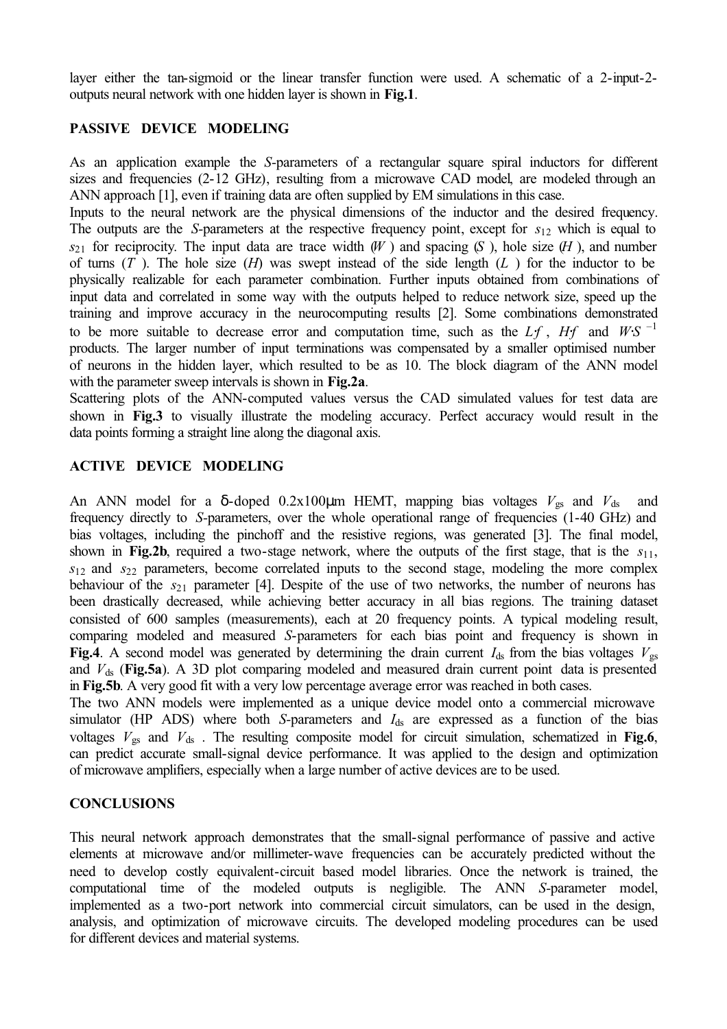layer either the tan-sigmoid or the linear transfer function were used. A schematic of a 2-input-2-outputs neural network with one hidden layer is shown in **Fig.1**.

## PASSIVE DEVICE MODELING

As an application example the *S*-parameters of a rectangular square spiral inductors for different sizes and frequencies (2-12 GHz), resulting from a microwave CAD model, are modeled through an ANN approach [1], even if training data are often supplied by EM simulations in this case.

Inputs to the neural network are the physical dimensions of the inductor and the desired frequency. The outputs are the *S*-parameters at the respective frequency point, except for $s_{12}$ which is equal to $s_{21}$ for reciprocity. The input data are trace width ($W$) and spacing ($S$), hole size ($H$), and number of turns ($T$). The hole size ($H$) was swept instead of the side length ($L$) for the inductor to be physically realizable for each parameter combination. Further inputs obtained from combinations of input data and correlated in some way with the outputs helped to reduce network size, speed up the training and improve accuracy in the neurocomputing results [2]. Some combinations demonstrated to be more suitable to decrease error and computation time, such as the $L{\cdot}f$, $H{\cdot}f$ and $W{\cdot}S^{-1}$ products. The larger number of input terminations was compensated by a smaller optimised number of neurons in the hidden layer, which resulted to be as 10. The block diagram of the ANN model with the parameter sweep intervals is shown in **Fig.2a**.

Scattering plots of the ANN-computed values versus the CAD simulated values for test data are shown in **Fig.3** to visually illustrate the modeling accuracy. Perfect accuracy would result in the data points forming a straight line along the diagonal axis.

## ACTIVE DEVICE MODELING

An ANN model for a δ-doped 0.2x100μm HEMT, mapping bias voltages $V_{gs}$ and $V_{ds}$ and frequency directly to *S*-parameters, over the whole operational range of frequencies (1-40 GHz) and bias voltages, including the pinchoff and the resistive regions, was generated [3]. The final model, shown in **Fig.2b**, required a two-stage network, where the outputs of the first stage, that is the $s_{11}$, $s_{12}$ and $s_{22}$ parameters, become correlated inputs to the second stage, modeling the more complex behaviour of the $s_{21}$ parameter [4]. Despite of the use of two networks, the number of neurons has been drastically decreased, while achieving better accuracy in all bias regions. The training dataset consisted of 600 samples (measurements), each at 20 frequency points. A typical modeling result, comparing modeled and measured *S*-parameters for each bias point and frequency is shown in **Fig.4**. A second model was generated by determining the drain current $I_{ds}$ from the bias voltages $V_{gs}$ and $V_{ds}$ (**Fig.5a**). A 3D plot comparing modeled and measured drain current point data is presented in **Fig.5b**. A very good fit with a very low percentage average error was reached in both cases.

The two ANN models were implemented as a unique device model onto a commercial microwave simulator (HP ADS) where both *S*-parameters and $I_{ds}$ are expressed as a function of the bias voltages $V_{gs}$ and $V_{ds}$. The resulting composite model for circuit simulation, schematized in **Fig.6**, can predict accurate small-signal device performance. It was applied to the design and optimization of microwave amplifiers, especially when a large number of active devices are to be used.

## CONCLUSIONS

This neural network approach demonstrates that the small-signal performance of passive and active elements at microwave and/or millimeter-wave frequencies can be accurately predicted without the need to develop costly equivalent-circuit based model libraries. Once the network is trained, the computational time of the modeled outputs is negligible. The ANN *S*-parameter model, implemented as a two-port network into commercial circuit simulators, can be used in the design, analysis, and optimization of microwave circuits. The developed modeling procedures can be used for different devices and material systems.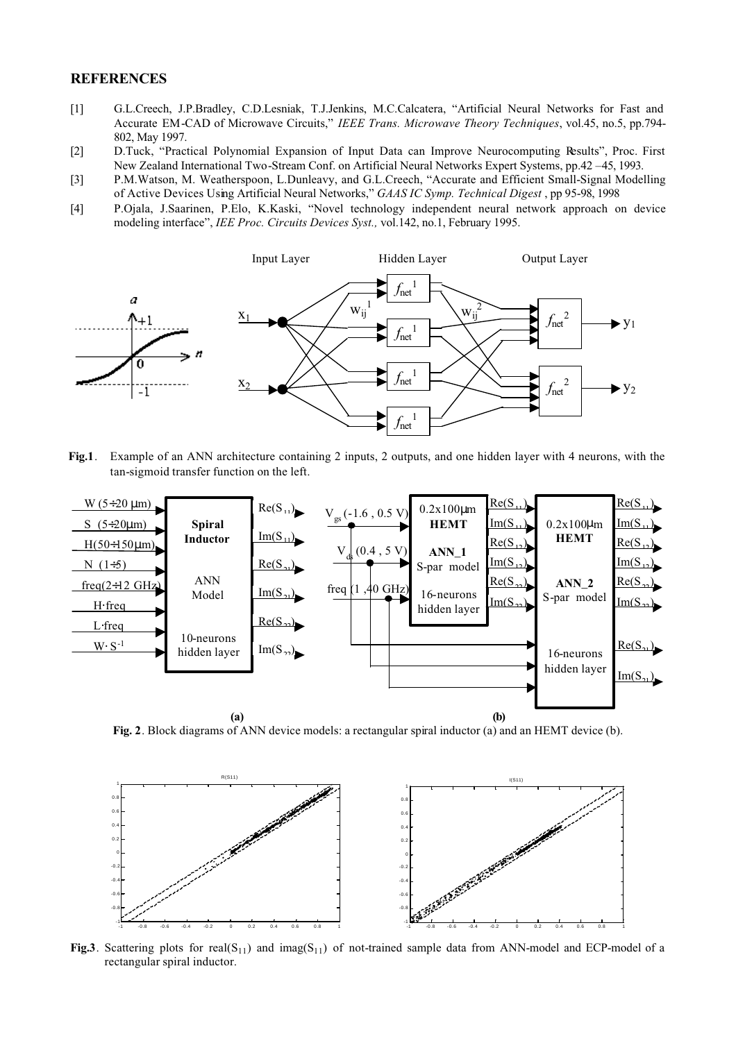## REFERENCES

[1] G.L.Creech, J.P.Bradley, C.D.Lesniak, T.J.Jenkins, M.C.Calcatera, "Artificial Neural Networks for Fast and Accurate EM-CAD of Microwave Circuits," *IEEE Trans. Microwave Theory Techniques*, vol.45, no.5, pp.794-802, May 1997.

[2] D.Tuck, "Practical Polynomial Expansion of Input Data can Improve Neurocomputing Results", Proc. First New Zealand International Two-Stream Conf. on Artificial Neural Networks Expert Systems, pp.42 –45, 1993.

[3] P.M.Watson, M. Weatherspoon, L.Dunleavy, and G.L.Creech, "Accurate and Efficient Small-Signal Modelling of Active Devices Using Artificial Neural Networks," *GAAS IC Symp. Technical Digest* , pp 95-98, 1998

[4] P.Ojala, J.Saarinen, P.Elo, K.Kaski, "Novel technology independent neural network approach on device modeling interface", *IEE Proc. Circuits Devices Syst.,* vol.142, no.1, February 1995.

**Fig.1**. Example of an ANN architecture containing 2 inputs, 2 outputs, and one hidden layer with 4 neurons, with the tan-sigmoid transfer function on the left.

**Fig. 2**. Block diagrams of ANN device models: a rectangular spiral inductor (a) and an HEMT device (b).

**Fig.3**. Scattering plots for real($S_{11}$) and imag($S_{11}$) of not-trained sample data from ANN-model and ECP-model of a rectangular spiral inductor.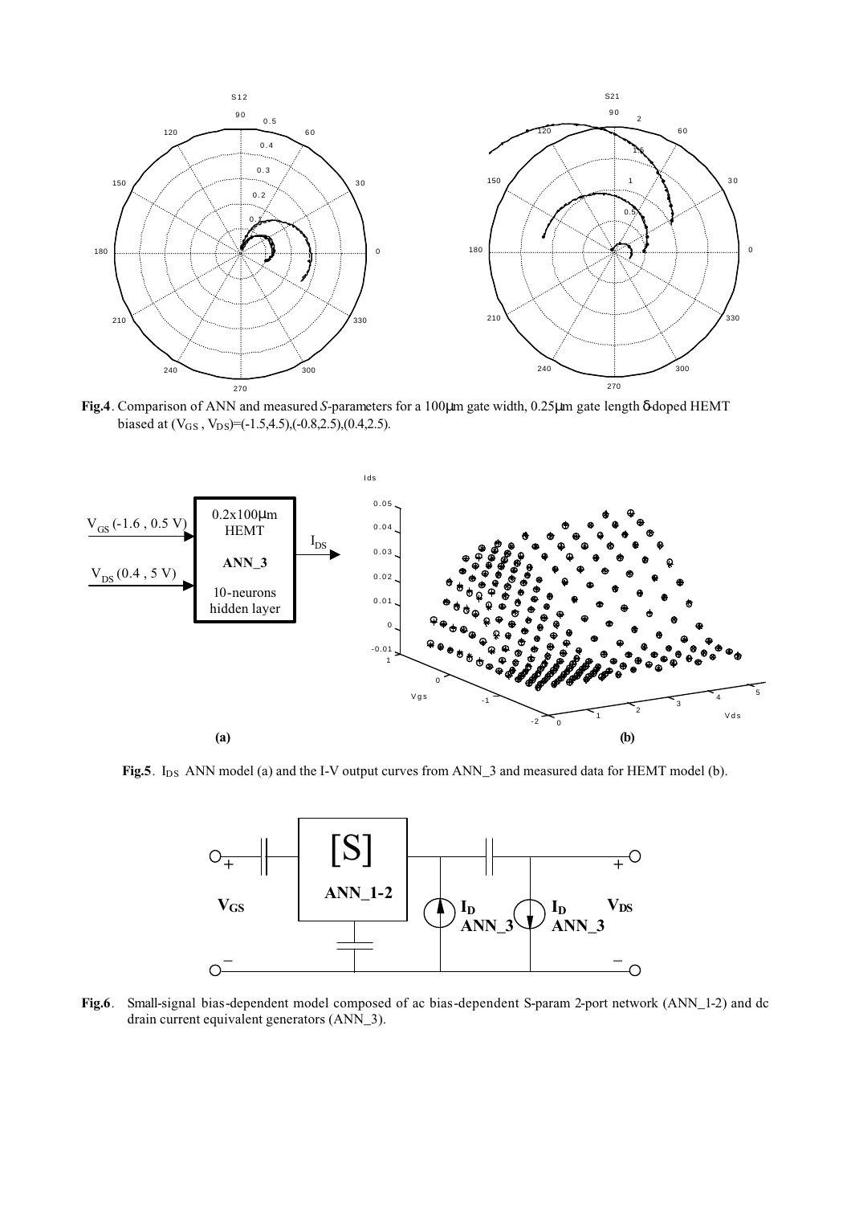S12

90
120
60
150
30
180
0
210
330
240
300
270
0.5
0.4
0.3
0.2
0.1

S21

90
120
60
150
30
180
0
210
330
240
300
270
2
1.5
1
0.5

**Fig.4**. Comparison of ANN and measured *S*-parameters for a 100μm gate width, 0.25μm gate length δ-doped HEMT biased at ($V_{GS}$ , $V_{DS}$)=(-1.5,4.5),(-0.8,2.5),(0.4,2.5).

$V_{GS}$ (-1.6 , 0.5 V)

$V_{DS}$ (0.4 , 5 V)

0.2x100μm
HEMT

**ANN_3**

10-neurons
hidden layer

$I_{DS}$

**(a)**

Ids

0.05
0.04
0.03
0.02
0.01
0
-0.01

Vgs
1
0
-1
-2

Vds
0
1
2
3
4
5

**(b)**

**Fig.5**. $I_{DS}$ ANN model (a) and the I-V output curves from ANN_3 and measured data for HEMT model (b).

[S]

**ANN_1-2**

**$V_{GS}$**

+

–

**$I_D$**
**ANN_3**

**$I_D$**
**ANN_3**

**$V_{DS}$**

+

–

**Fig.6**. Small-signal bias-dependent model composed of ac bias-dependent S-param 2-port network (ANN_1-2) and dc drain current equivalent generators (ANN_3).